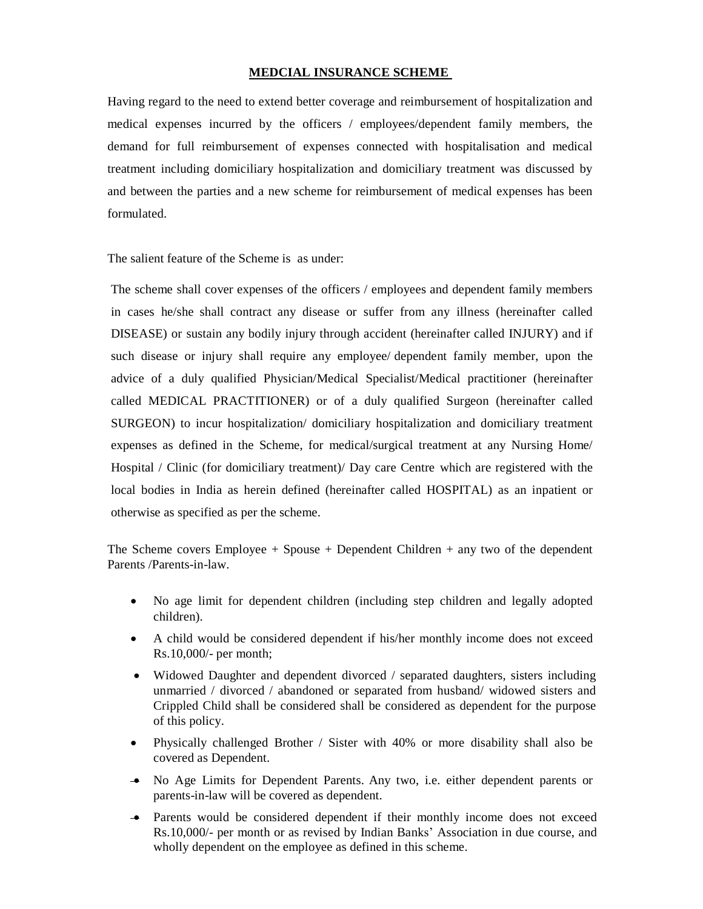# **MEDCIAL INSURANCE SCHEME**

Having regard to the need to extend better coverage and reimbursement of hospitalization and medical expenses incurred by the officers / employees/dependent family members, the demand for full reimbursement of expenses connected with hospitalisation and medical treatment including domiciliary hospitalization and domiciliary treatment was discussed by and between the parties and a new scheme for reimbursement of medical expenses has been formulated.

The salient feature of the Scheme is as under:

The scheme shall cover expenses of the officers / employees and dependent family members in cases he/she shall contract any disease or suffer from any illness (hereinafter called DISEASE) or sustain any bodily injury through accident (hereinafter called INJURY) and if such disease or injury shall require any employee/ dependent family member, upon the advice of a duly qualified Physician/Medical Specialist/Medical practitioner (hereinafter called MEDICAL PRACTITIONER) or of a duly qualified Surgeon (hereinafter called SURGEON) to incur hospitalization/ domiciliary hospitalization and domiciliary treatment expenses as defined in the Scheme, for medical/surgical treatment at any Nursing Home/ Hospital / Clinic (for domiciliary treatment)/ Day care Centre which are registered with the local bodies in India as herein defined (hereinafter called HOSPITAL) as an inpatient or otherwise as specified as per the scheme.

The Scheme covers Employee + Spouse + Dependent Children + any two of the dependent Parents /Parents-in-law.

- No age limit for dependent children (including step children and legally adopted children).
- A child would be considered dependent if his/her monthly income does not exceed Rs.10,000/- per month;
- Widowed Daughter and dependent divorced / separated daughters, sisters including unmarried / divorced / abandoned or separated from husband/ widowed sisters and Crippled Child shall be considered shall be considered as dependent for the purpose of this policy.
- Physically challenged Brother / Sister with 40% or more disability shall also be covered as Dependent.
- No Age Limits for Dependent Parents. Any two, i.e. either dependent parents or parents-in-law will be covered as dependent.
- Parents would be considered dependent if their monthly income does not exceed Rs.10,000/- per month or as revised by Indian Banks' Association in due course, and wholly dependent on the employee as defined in this scheme.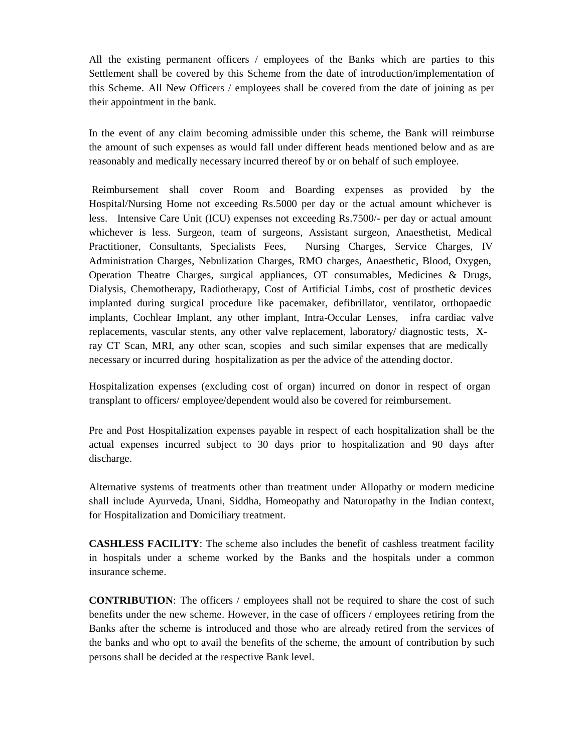All the existing permanent officers / employees of the Banks which are parties to this Settlement shall be covered by this Scheme from the date of introduction/implementation of this Scheme. All New Officers / employees shall be covered from the date of joining as per their appointment in the bank.

In the event of any claim becoming admissible under this scheme, the Bank will reimburse the amount of such expenses as would fall under different heads mentioned below and as are reasonably and medically necessary incurred thereof by or on behalf of such employee.

Reimbursement shall cover Room and Boarding expenses as provided by the Hospital/Nursing Home not exceeding Rs.5000 per day or the actual amount whichever is less. Intensive Care Unit (ICU) expenses not exceeding Rs.7500/- per day or actual amount whichever is less. Surgeon, team of surgeons, Assistant surgeon, Anaesthetist, Medical Practitioner, Consultants, Specialists Fees, Nursing Charges, Service Charges, IV Administration Charges, Nebulization Charges, RMO charges, Anaesthetic, Blood, Oxygen, Operation Theatre Charges, surgical appliances, OT consumables, Medicines & Drugs, Dialysis, Chemotherapy, Radiotherapy, Cost of Artificial Limbs, cost of prosthetic devices implanted during surgical procedure like pacemaker, defibrillator, ventilator, orthopaedic implants, Cochlear Implant, any other implant, Intra-Occular Lenses, infra cardiac valve replacements, vascular stents, any other valve replacement, laboratory/ diagnostic tests, X-ray CT Scan, MRI, any other scan, scopies and such similar expenses that are medically necessary or incurred during hospitalization as per the advice of the attending doctor.

Hospitalization expenses (excluding cost of organ) incurred on donor in respect of organ transplant to officers/ employee/dependent would also be covered for reimbursement.

Pre and Post Hospitalization expenses payable in respect of each hospitalization shall be the actual expenses incurred subject to 30 days prior to hospitalization and 90 days after discharge.

Alternative systems of treatments other than treatment under Allopathy or modern medicine shall include Ayurveda, Unani, Siddha, Homeopathy and Naturopathy in the Indian context, for Hospitalization and Domiciliary treatment.

**CASHLESS FACILITY**: The scheme also includes the benefit of cashless treatment facility in hospitals under a scheme worked by the Banks and the hospitals under a common insurance scheme.

**CONTRIBUTION**: The officers / employees shall not be required to share the cost of such benefits under the new scheme. However, in the case of officers / employees retiring from the Banks after the scheme is introduced and those who are already retired from the services of the banks and who opt to avail the benefits of the scheme, the amount of contribution by such persons shall be decided at the respective Bank level.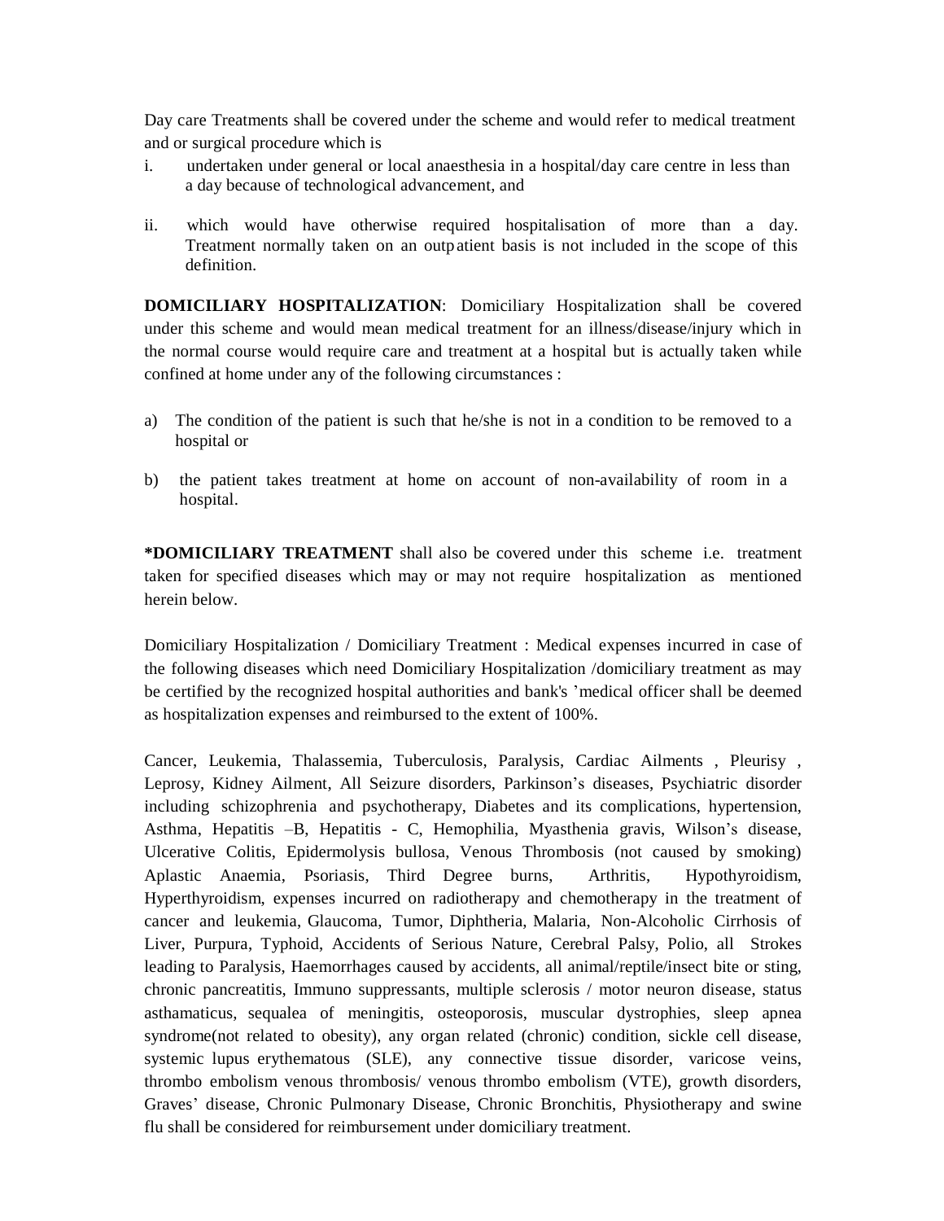Day care Treatments shall be covered under the scheme and would refer to medical treatment and or surgical procedure which is

i. undertaken under general or local anaesthesia in a hospital/day care centre in less than a day because of technological advancement, and

ii. which would have otherwise required hospitalisation of more than a day. Treatment normally taken on an outpatient basis is not included in the scope of this definition.

**DOMICILIARY HOSPITALIZATION**: Domiciliary Hospitalization shall be covered under this scheme and would mean medical treatment for an illness/disease/injury which in the normal course would require care and treatment at a hospital but is actually taken while confined at home under any of the following circumstances :

a) The condition of the patient is such that he/she is not in a condition to be removed to a hospital or

b) the patient takes treatment at home on account of non-availability of room in a hospital.

***DOMICILIARY TREATMENT** shall also be covered under this scheme i.e. treatment taken for specified diseases which may or may not require hospitalization as mentioned herein below.

Domiciliary Hospitalization / Domiciliary Treatment : Medical expenses incurred in case of the following diseases which need Domiciliary Hospitalization /domiciliary treatment as may be certified by the recognized hospital authorities and bank's 'medical officer shall be deemed as hospitalization expenses and reimbursed to the extent of 100%.

Cancer, Leukemia, Thalassemia, Tuberculosis, Paralysis, Cardiac Ailments , Pleurisy , Leprosy, Kidney Ailment, All Seizure disorders, Parkinson's diseases, Psychiatric disorder including schizophrenia and psychotherapy, Diabetes and its complications, hypertension, Asthma, Hepatitis –B, Hepatitis - C, Hemophilia, Myasthenia gravis, Wilson's disease, Ulcerative Colitis, Epidermolysis bullosa, Venous Thrombosis (not caused by smoking) Aplastic Anaemia, Psoriasis, Third Degree burns, Arthritis, Hypothyroidism, Hyperthyroidism, expenses incurred on radiotherapy and chemotherapy in the treatment of cancer and leukemia, Glaucoma, Tumor, Diphtheria, Malaria, Non-Alcoholic Cirrhosis of Liver, Purpura, Typhoid, Accidents of Serious Nature, Cerebral Palsy, Polio, all Strokes leading to Paralysis, Haemorrhages caused by accidents, all animal/reptile/insect bite or sting, chronic pancreatitis, Immuno suppressants, multiple sclerosis / motor neuron disease, status asthamaticus, sequalea of meningitis, osteoporosis, muscular dystrophies, sleep apnea syndrome(not related to obesity), any organ related (chronic) condition, sickle cell disease, systemic lupus erythematous (SLE), any connective tissue disorder, varicose veins, thrombo embolism venous thrombosis/ venous thrombo embolism (VTE), growth disorders, Graves' disease, Chronic Pulmonary Disease, Chronic Bronchitis, Physiotherapy and swine flu shall be considered for reimbursement under domiciliary treatment.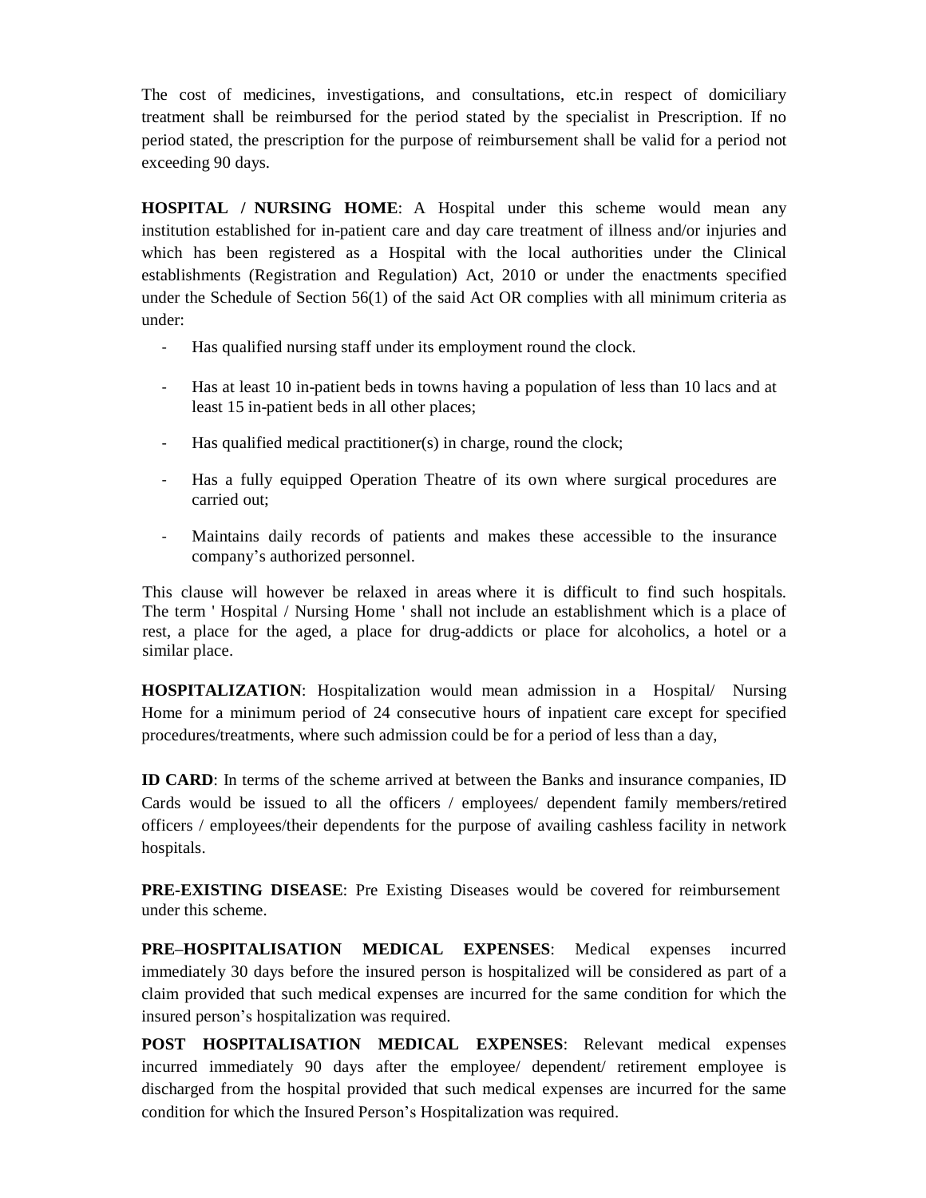The cost of medicines, investigations, and consultations, etc.in respect of domiciliary treatment shall be reimbursed for the period stated by the specialist in Prescription. If no period stated, the prescription for the purpose of reimbursement shall be valid for a period not exceeding 90 days.

**HOSPITAL / NURSING HOME**: A Hospital under this scheme would mean any institution established for in-patient care and day care treatment of illness and/or injuries and which has been registered as a Hospital with the local authorities under the Clinical establishments (Registration and Regulation) Act, 2010 or under the enactments specified under the Schedule of Section 56(1) of the said Act OR complies with all minimum criteria as under:

- Has qualified nursing staff under its employment round the clock.
- Has at least 10 in-patient beds in towns having a population of less than 10 lacs and at least 15 in-patient beds in all other places;
- Has qualified medical practitioner(s) in charge, round the clock;
- Has a fully equipped Operation Theatre of its own where surgical procedures are carried out;
- Maintains daily records of patients and makes these accessible to the insurance company's authorized personnel.

This clause will however be relaxed in areas where it is difficult to find such hospitals. The term ' Hospital / Nursing Home ' shall not include an establishment which is a place of rest, a place for the aged, a place for drug-addicts or place for alcoholics, a hotel or a similar place.

**HOSPITALIZATION**: Hospitalization would mean admission in a Hospital/ Nursing Home for a minimum period of 24 consecutive hours of inpatient care except for specified procedures/treatments, where such admission could be for a period of less than a day,

**ID CARD**: In terms of the scheme arrived at between the Banks and insurance companies, ID Cards would be issued to all the officers / employees/ dependent family members/retired officers / employees/their dependents for the purpose of availing cashless facility in network hospitals.

**PRE-EXISTING DISEASE**: Pre Existing Diseases would be covered for reimbursement under this scheme.

**PRE–HOSPITALISATION MEDICAL EXPENSES**: Medical expenses incurred immediately 30 days before the insured person is hospitalized will be considered as part of a claim provided that such medical expenses are incurred for the same condition for which the insured person's hospitalization was required.

**POST HOSPITALISATION MEDICAL EXPENSES**: Relevant medical expenses incurred immediately 90 days after the employee/ dependent/ retirement employee is discharged from the hospital provided that such medical expenses are incurred for the same condition for which the Insured Person's Hospitalization was required.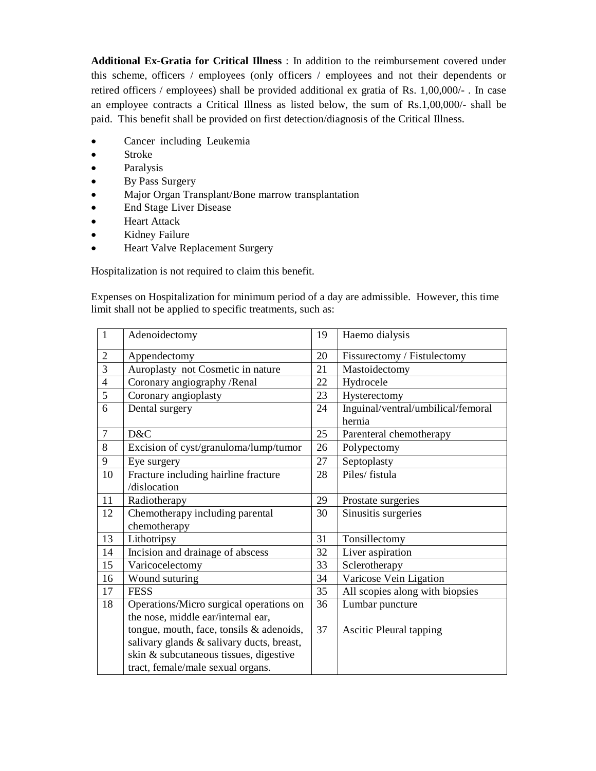**Additional Ex-Gratia for Critical Illness** : In addition to the reimbursement covered under this scheme, officers / employees (only officers / employees and not their dependents or retired officers / employees) shall be provided additional ex gratia of Rs. 1,00,000/- . In case an employee contracts a Critical Illness as listed below, the sum of Rs.1,00,000/- shall be paid. This benefit shall be provided on first detection/diagnosis of the Critical Illness.

- Cancer including Leukemia
- Stroke
- Paralysis
- By Pass Surgery
- Major Organ Transplant/Bone marrow transplantation
- End Stage Liver Disease
- Heart Attack
- Kidney Failure
- Heart Valve Replacement Surgery

Hospitalization is not required to claim this benefit.

Expenses on Hospitalization for minimum period of a day are admissible. However, this time limit shall not be applied to specific treatments, such as:

| | | | |
|---|---|---|---|
| 1 | Adenoidectomy | 19 | Haemo dialysis |
| 2 | Appendectomy | 20 | Fissurectomy / Fistulectomy |
| 3 | Auroplasty not Cosmetic in nature | 21 | Mastoidectomy |
| 4 | Coronary angiography /Renal | 22 | Hydrocele |
| 5 | Coronary angioplasty | 23 | Hysterectomy |
| 6 | Dental surgery | 24 | Inguinal/ventral/umbilical/femoral hernia |
| 7 | D&C | 25 | Parenteral chemotherapy |
| 8 | Excision of cyst/granuloma/lump/tumor | 26 | Polypectomy |
| 9 | Eye surgery | 27 | Septoplasty |
| 10 | Fracture including hairline fracture /dislocation | 28 | Piles/ fistula |
| 11 | Radiotherapy | 29 | Prostate surgeries |
| 12 | Chemotherapy including parental chemotherapy | 30 | Sinusitis surgeries |
| 13 | Lithotripsy | 31 | Tonsillectomy |
| 14 | Incision and drainage of abscess | 32 | Liver aspiration |
| 15 | Varicocelectomy | 33 | Sclerotherapy |
| 16 | Wound suturing | 34 | Varicose Vein Ligation |
| 17 | FESS | 35 | All scopies along with biopsies |
| 18 | Operations/Micro surgical operations on the nose, middle ear/internal ear, tongue, mouth, face, tonsils & adenoids, salivary glands & salivary ducts, breast, skin & subcutaneous tissues, digestive tract, female/male sexual organs. | 36<br>37 | Lumbar puncture<br>Ascitic Pleural tapping |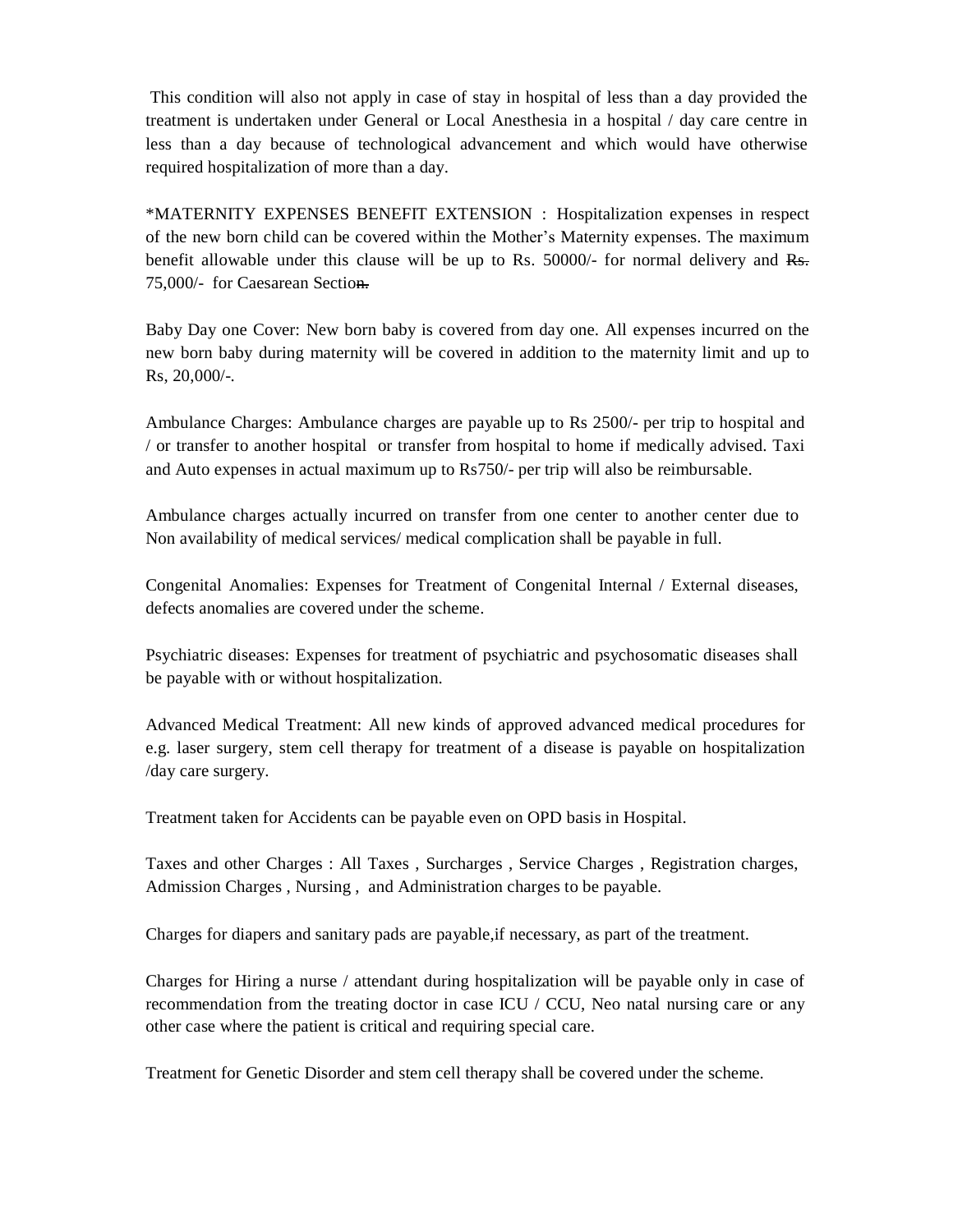This condition will also not apply in case of stay in hospital of less than a day provided the treatment is undertaken under General or Local Anesthesia in a hospital / day care centre in less than a day because of technological advancement and which would have otherwise required hospitalization of more than a day.

*MATERNITY EXPENSES BENEFIT EXTENSION : Hospitalization expenses in respect of the new born child can be covered within the Mother's Maternity expenses. The maximum benefit allowable under this clause will be up to Rs. 50000/- for normal delivery and ~~Rs.~~ 75,000/- for Caesarean Sectio~~n.~~

Baby Day one Cover: New born baby is covered from day one. All expenses incurred on the new born baby during maternity will be covered in addition to the maternity limit and up to Rs, 20,000/-.

Ambulance Charges: Ambulance charges are payable up to Rs 2500/- per trip to hospital and / or transfer to another hospital or transfer from hospital to home if medically advised. Taxi and Auto expenses in actual maximum up to Rs750/- per trip will also be reimbursable.

Ambulance charges actually incurred on transfer from one center to another center due to Non availability of medical services/ medical complication shall be payable in full.

Congenital Anomalies: Expenses for Treatment of Congenital Internal / External diseases, defects anomalies are covered under the scheme.

Psychiatric diseases: Expenses for treatment of psychiatric and psychosomatic diseases shall be payable with or without hospitalization.

Advanced Medical Treatment: All new kinds of approved advanced medical procedures for e.g. laser surgery, stem cell therapy for treatment of a disease is payable on hospitalization /day care surgery.

Treatment taken for Accidents can be payable even on OPD basis in Hospital.

Taxes and other Charges : All Taxes , Surcharges , Service Charges , Registration charges, Admission Charges , Nursing , and Administration charges to be payable.

Charges for diapers and sanitary pads are payable,if necessary, as part of the treatment.

Charges for Hiring a nurse / attendant during hospitalization will be payable only in case of recommendation from the treating doctor in case ICU / CCU, Neo natal nursing care or any other case where the patient is critical and requiring special care.

Treatment for Genetic Disorder and stem cell therapy shall be covered under the scheme.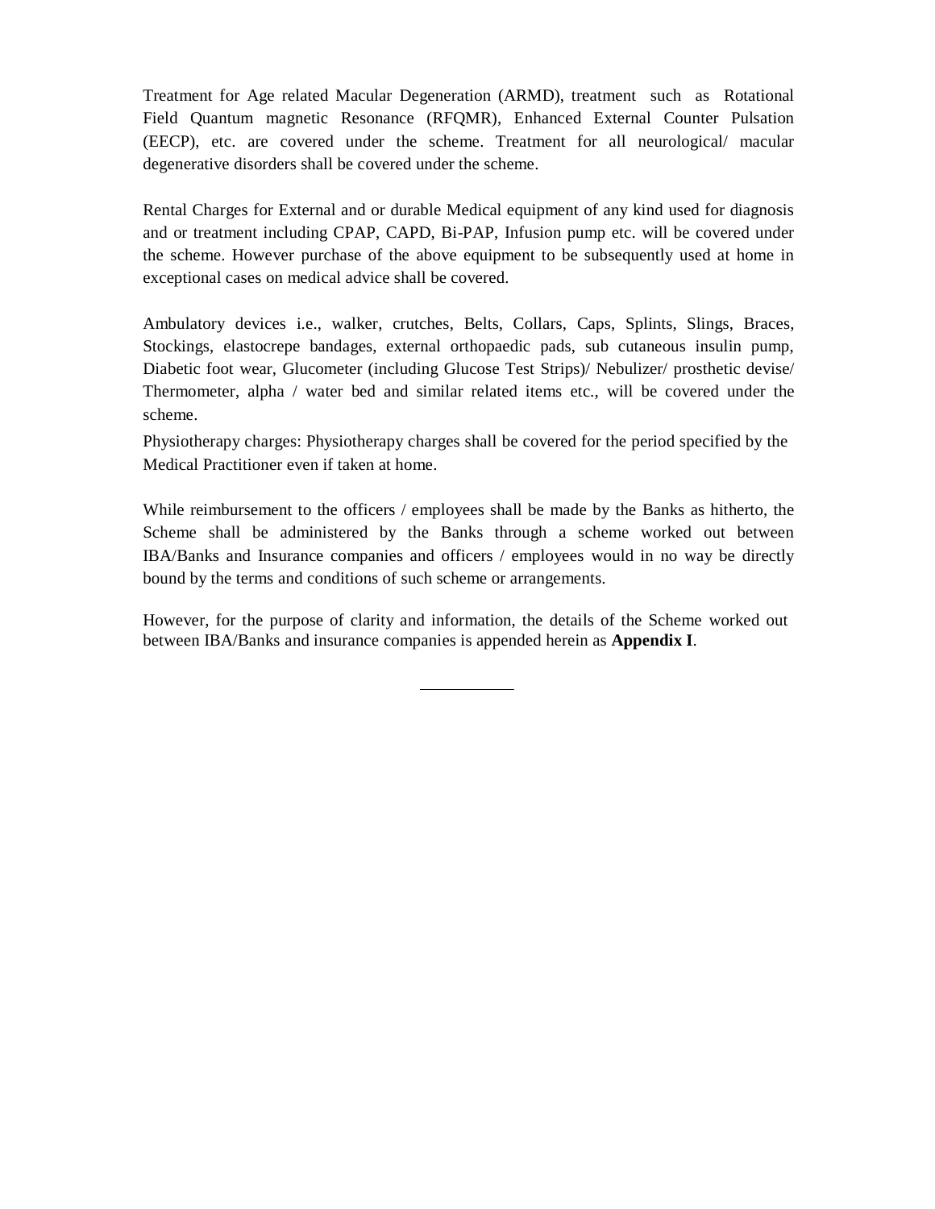Treatment for Age related Macular Degeneration (ARMD), treatment such as Rotational Field Quantum magnetic Resonance (RFQMR), Enhanced External Counter Pulsation (EECP), etc. are covered under the scheme. Treatment for all neurological/ macular degenerative disorders shall be covered under the scheme.

Rental Charges for External and or durable Medical equipment of any kind used for diagnosis and or treatment including CPAP, CAPD, Bi-PAP, Infusion pump etc. will be covered under the scheme. However purchase of the above equipment to be subsequently used at home in exceptional cases on medical advice shall be covered.

Ambulatory devices i.e., walker, crutches, Belts, Collars, Caps, Splints, Slings, Braces, Stockings, elastocrepe bandages, external orthopaedic pads, sub cutaneous insulin pump, Diabetic foot wear, Glucometer (including Glucose Test Strips)/ Nebulizer/ prosthetic devise/ Thermometer, alpha / water bed and similar related items etc., will be covered under the scheme.

Physiotherapy charges: Physiotherapy charges shall be covered for the period specified by the Medical Practitioner even if taken at home.

While reimbursement to the officers / employees shall be made by the Banks as hitherto, the Scheme shall be administered by the Banks through a scheme worked out between IBA/Banks and Insurance companies and officers / employees would in no way be directly bound by the terms and conditions of such scheme or arrangements.

However, for the purpose of clarity and information, the details of the Scheme worked out between IBA/Banks and insurance companies is appended herein as **Appendix I**.

---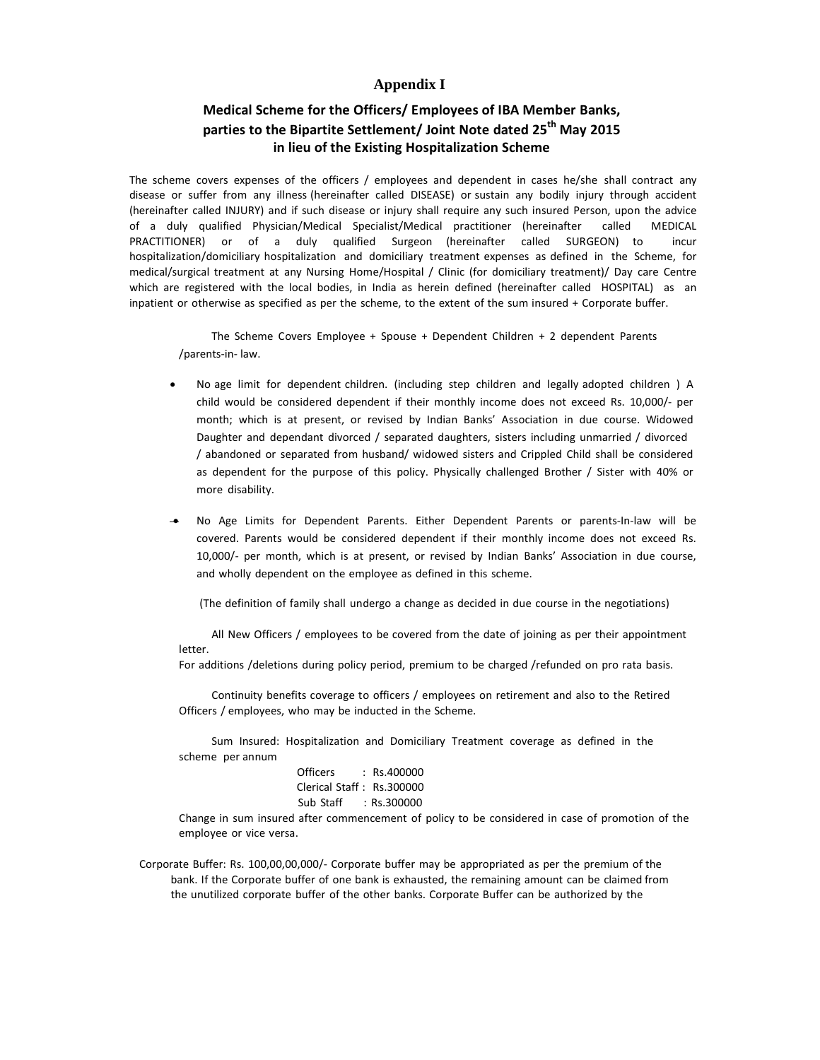# Appendix I

## Medical Scheme for the Officers/ Employees of IBA Member Banks, parties to the Bipartite Settlement/ Joint Note dated 25th May 2015 in lieu of the Existing Hospitalization Scheme

The scheme covers expenses of the officers / employees and dependent in cases he/she shall contract any disease or suffer from any illness (hereinafter called DISEASE) or sustain any bodily injury through accident (hereinafter called INJURY) and if such disease or injury shall require any such insured Person, upon the advice of a duly qualified Physician/Medical Specialist/Medical practitioner (hereinafter called MEDICAL PRACTITIONER) or of a duly qualified Surgeon (hereinafter called SURGEON) to incur hospitalization/domiciliary hospitalization and domiciliary treatment expenses as defined in the Scheme, for medical/surgical treatment at any Nursing Home/Hospital / Clinic (for domiciliary treatment)/ Day care Centre which are registered with the local bodies, in India as herein defined (hereinafter called HOSPITAL) as an inpatient or otherwise as specified as per the scheme, to the extent of the sum insured + Corporate buffer.

The Scheme Covers Employee + Spouse + Dependent Children + 2 dependent Parents /parents-in- law.

- No age limit for dependent children. (including step children and legally adopted children ) A child would be considered dependent if their monthly income does not exceed Rs. 10,000/- per month; which is at present, or revised by Indian Banks' Association in due course. Widowed Daughter and dependant divorced / separated daughters, sisters including unmarried / divorced / abandoned or separated from husband/ widowed sisters and Crippled Child shall be considered as dependent for the purpose of this policy. Physically challenged Brother / Sister with 40% or more disability.

- No Age Limits for Dependent Parents. Either Dependent Parents or parents-In-law will be covered. Parents would be considered dependent if their monthly income does not exceed Rs. 10,000/- per month, which is at present, or revised by Indian Banks' Association in due course, and wholly dependent on the employee as defined in this scheme.

(The definition of family shall undergo a change as decided in due course in the negotiations)

All New Officers / employees to be covered from the date of joining as per their appointment letter.
For additions /deletions during policy period, premium to be charged /refunded on pro rata basis.

Continuity benefits coverage to officers / employees on retirement and also to the Retired Officers / employees, who may be inducted in the Scheme.

Sum Insured: Hospitalization and Domiciliary Treatment coverage as defined in the scheme per annum

Officers : Rs.400000
Clerical Staff : Rs.300000
Sub Staff : Rs.300000

Change in sum insured after commencement of policy to be considered in case of promotion of the employee or vice versa.

Corporate Buffer: Rs. 100,00,00,000/- Corporate buffer may be appropriated as per the premium of the bank. If the Corporate buffer of one bank is exhausted, the remaining amount can be claimed from the unutilized corporate buffer of the other banks. Corporate Buffer can be authorized by the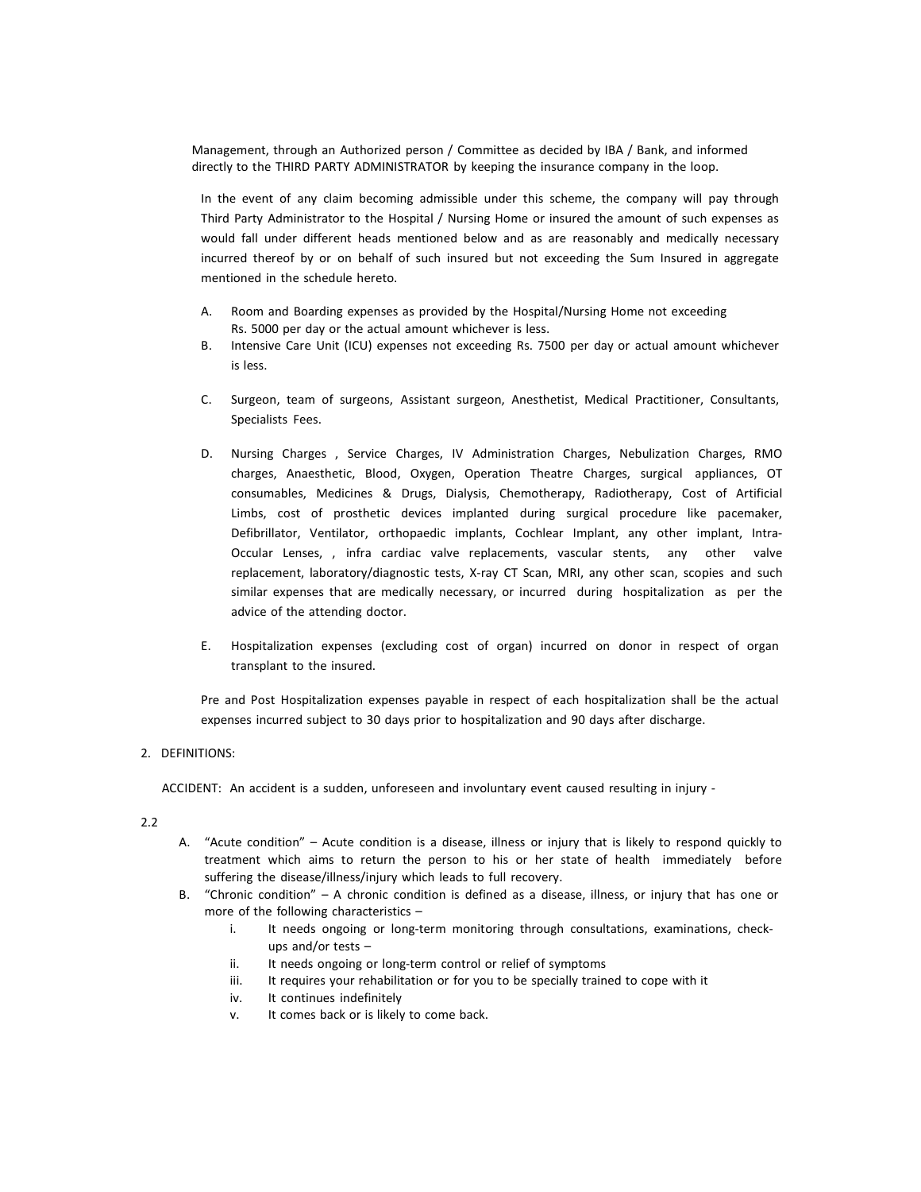Management, through an Authorized person / Committee as decided by IBA / Bank, and informed directly to the THIRD PARTY ADMINISTRATOR by keeping the insurance company in the loop.

In the event of any claim becoming admissible under this scheme, the company will pay through Third Party Administrator to the Hospital / Nursing Home or insured the amount of such expenses as would fall under different heads mentioned below and as are reasonably and medically necessary incurred thereof by or on behalf of such insured but not exceeding the Sum Insured in aggregate mentioned in the schedule hereto.

A. Room and Boarding expenses as provided by the Hospital/Nursing Home not exceeding Rs. 5000 per day or the actual amount whichever is less.
B. Intensive Care Unit (ICU) expenses not exceeding Rs. 7500 per day or actual amount whichever is less.
C. Surgeon, team of surgeons, Assistant surgeon, Anesthetist, Medical Practitioner, Consultants, Specialists Fees.
D. Nursing Charges , Service Charges, IV Administration Charges, Nebulization Charges, RMO charges, Anaesthetic, Blood, Oxygen, Operation Theatre Charges, surgical appliances, OT consumables, Medicines & Drugs, Dialysis, Chemotherapy, Radiotherapy, Cost of Artificial Limbs, cost of prosthetic devices implanted during surgical procedure like pacemaker, Defibrillator, Ventilator, orthopaedic implants, Cochlear Implant, any other implant, Intra-Occular Lenses, , infra cardiac valve replacements, vascular stents, any other valve replacement, laboratory/diagnostic tests, X-ray CT Scan, MRI, any other scan, scopies and such similar expenses that are medically necessary, or incurred during hospitalization as per the advice of the attending doctor.
E. Hospitalization expenses (excluding cost of organ) incurred on donor in respect of organ transplant to the insured.

Pre and Post Hospitalization expenses payable in respect of each hospitalization shall be the actual expenses incurred subject to 30 days prior to hospitalization and 90 days after discharge.

2. DEFINITIONS:

ACCIDENT: An accident is a sudden, unforeseen and involuntary event caused resulting in injury -

2.2

A. "Acute condition" – Acute condition is a disease, illness or injury that is likely to respond quickly to treatment which aims to return the person to his or her state of health immediately before suffering the disease/illness/injury which leads to full recovery.
B. "Chronic condition" – A chronic condition is defined as a disease, illness, or injury that has one or more of the following characteristics –
   i. It needs ongoing or long-term monitoring through consultations, examinations, check-ups and/or tests –
   ii. It needs ongoing or long-term control or relief of symptoms
   iii. It requires your rehabilitation or for you to be specially trained to cope with it
   iv. It continues indefinitely
   v. It comes back or is likely to come back.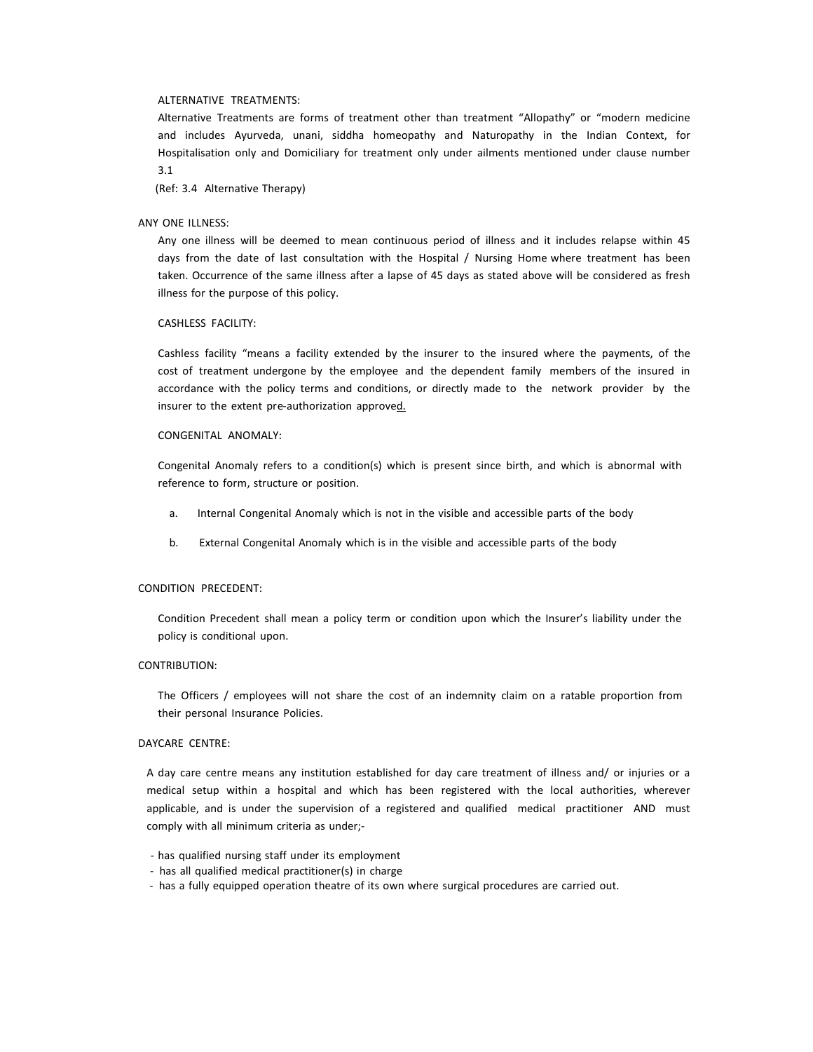ALTERNATIVE TREATMENTS:

Alternative Treatments are forms of treatment other than treatment "Allopathy" or "modern medicine and includes Ayurveda, unani, siddha homeopathy and Naturopathy in the Indian Context, for Hospitalisation only and Domiciliary for treatment only under ailments mentioned under clause number 3.1

(Ref: 3.4 Alternative Therapy)

ANY ONE ILLNESS:

Any one illness will be deemed to mean continuous period of illness and it includes relapse within 45 days from the date of last consultation with the Hospital / Nursing Home where treatment has been taken. Occurrence of the same illness after a lapse of 45 days as stated above will be considered as fresh illness for the purpose of this policy.

CASHLESS FACILITY:

Cashless facility "means a facility extended by the insurer to the insured where the payments, of the cost of treatment undergone by the employee and the dependent family members of the insured in accordance with the policy terms and conditions, or directly made to the network provider by the insurer to the extent pre-authorization approved.

CONGENITAL ANOMALY:

Congenital Anomaly refers to a condition(s) which is present since birth, and which is abnormal with reference to form, structure or position.

a. Internal Congenital Anomaly which is not in the visible and accessible parts of the body

b. External Congenital Anomaly which is in the visible and accessible parts of the body

CONDITION PRECEDENT:

Condition Precedent shall mean a policy term or condition upon which the Insurer's liability under the policy is conditional upon.

CONTRIBUTION:

The Officers / employees will not share the cost of an indemnity claim on a ratable proportion from their personal Insurance Policies.

DAYCARE CENTRE:

A day care centre means any institution established for day care treatment of illness and/ or injuries or a medical setup within a hospital and which has been registered with the local authorities, wherever applicable, and is under the supervision of a registered and qualified medical practitioner AND must comply with all minimum criteria as under;-

- has qualified nursing staff under its employment
- has all qualified medical practitioner(s) in charge
- has a fully equipped operation theatre of its own where surgical procedures are carried out.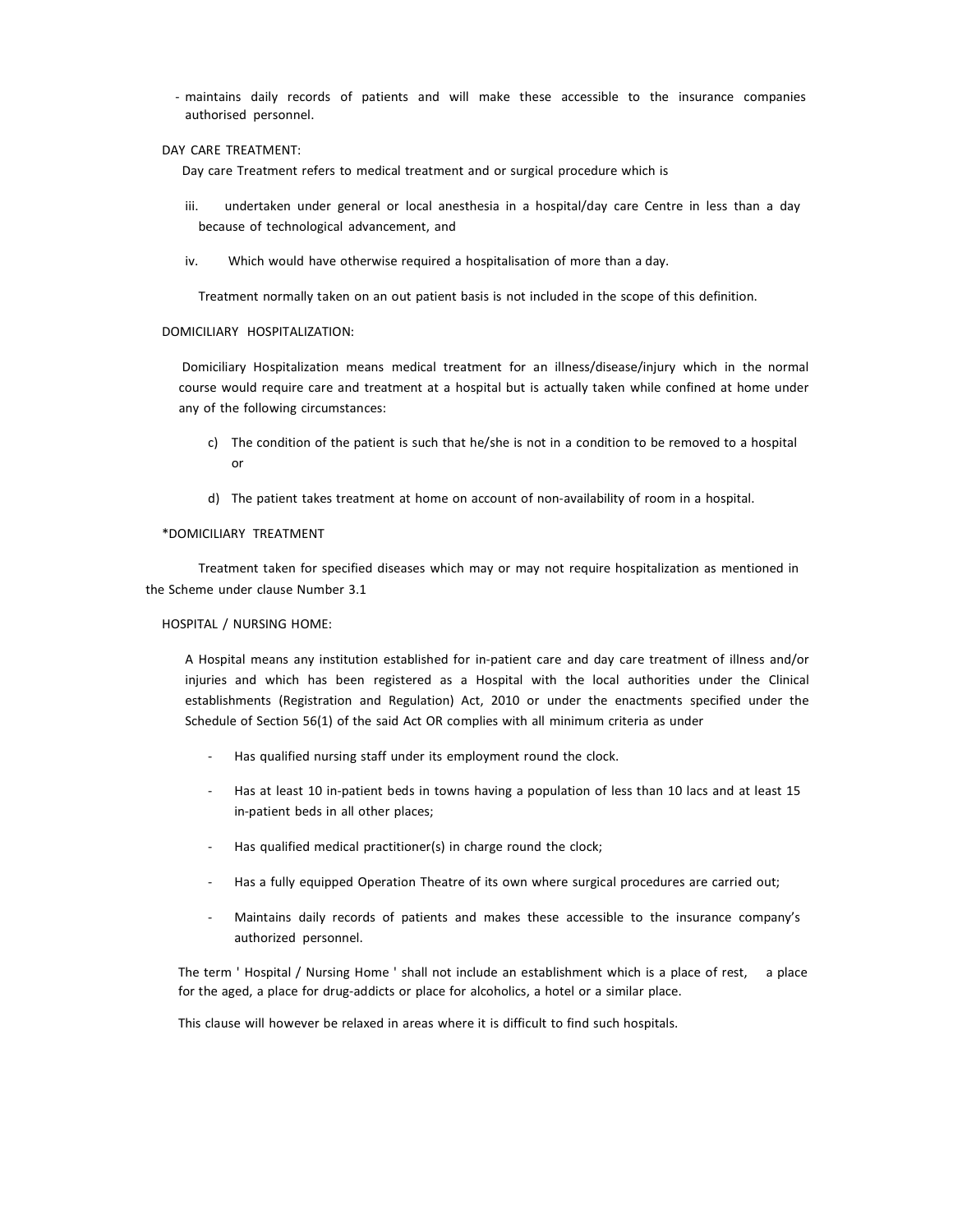- maintains daily records of patients and will make these accessible to the insurance companies authorised personnel.

DAY CARE TREATMENT:

Day care Treatment refers to medical treatment and or surgical procedure which is

iii. undertaken under general or local anesthesia in a hospital/day care Centre in less than a day because of technological advancement, and

iv. Which would have otherwise required a hospitalisation of more than a day.

Treatment normally taken on an out patient basis is not included in the scope of this definition.

DOMICILIARY HOSPITALIZATION:

Domiciliary Hospitalization means medical treatment for an illness/disease/injury which in the normal course would require care and treatment at a hospital but is actually taken while confined at home under any of the following circumstances:

c) The condition of the patient is such that he/she is not in a condition to be removed to a hospital or

d) The patient takes treatment at home on account of non-availability of room in a hospital.

*DOMICILIARY TREATMENT

Treatment taken for specified diseases which may or may not require hospitalization as mentioned in the Scheme under clause Number 3.1

HOSPITAL / NURSING HOME:

A Hospital means any institution established for in-patient care and day care treatment of illness and/or injuries and which has been registered as a Hospital with the local authorities under the Clinical establishments (Registration and Regulation) Act, 2010 or under the enactments specified under the Schedule of Section 56(1) of the said Act OR complies with all minimum criteria as under

- Has qualified nursing staff under its employment round the clock.
- Has at least 10 in-patient beds in towns having a population of less than 10 lacs and at least 15 in-patient beds in all other places;
- Has qualified medical practitioner(s) in charge round the clock;
- Has a fully equipped Operation Theatre of its own where surgical procedures are carried out;
- Maintains daily records of patients and makes these accessible to the insurance company's authorized personnel.

The term ' Hospital / Nursing Home ' shall not include an establishment which is a place of rest, a place for the aged, a place for drug-addicts or place for alcoholics, a hotel or a similar place.

This clause will however be relaxed in areas where it is difficult to find such hospitals.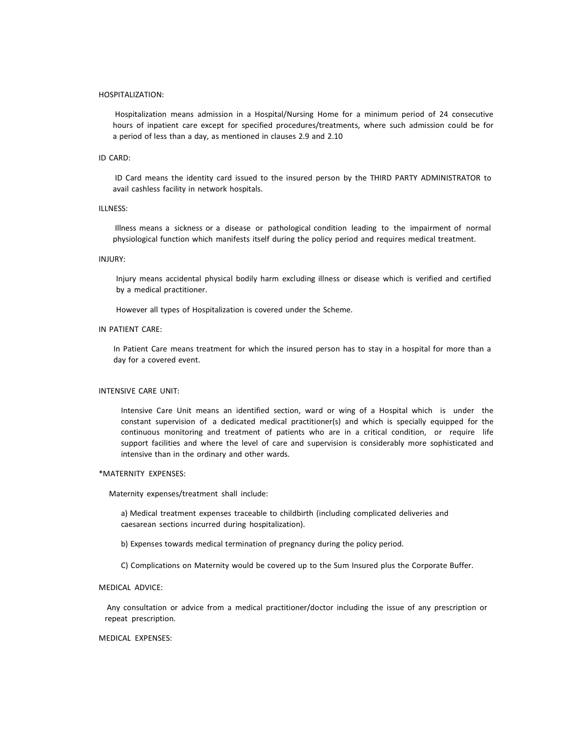HOSPITALIZATION:

Hospitalization means admission in a Hospital/Nursing Home for a minimum period of 24 consecutive hours of inpatient care except for specified procedures/treatments, where such admission could be for a period of less than a day, as mentioned in clauses 2.9 and 2.10

ID CARD:

ID Card means the identity card issued to the insured person by the THIRD PARTY ADMINISTRATOR to avail cashless facility in network hospitals.

ILLNESS:

Illness means a sickness or a disease or pathological condition leading to the impairment of normal physiological function which manifests itself during the policy period and requires medical treatment.

INJURY:

Injury means accidental physical bodily harm excluding illness or disease which is verified and certified by a medical practitioner.

However all types of Hospitalization is covered under the Scheme.

IN PATIENT CARE:

In Patient Care means treatment for which the insured person has to stay in a hospital for more than a day for a covered event.

INTENSIVE CARE UNIT:

Intensive Care Unit means an identified section, ward or wing of a Hospital which is under the constant supervision of a dedicated medical practitioner(s) and which is specially equipped for the continuous monitoring and treatment of patients who are in a critical condition, or require life support facilities and where the level of care and supervision is considerably more sophisticated and intensive than in the ordinary and other wards.

*MATERNITY EXPENSES:

Maternity expenses/treatment shall include:

a) Medical treatment expenses traceable to childbirth (including complicated deliveries and caesarean sections incurred during hospitalization).

b) Expenses towards medical termination of pregnancy during the policy period.

C) Complications on Maternity would be covered up to the Sum Insured plus the Corporate Buffer.

MEDICAL ADVICE:

Any consultation or advice from a medical practitioner/doctor including the issue of any prescription or repeat prescription.

MEDICAL EXPENSES: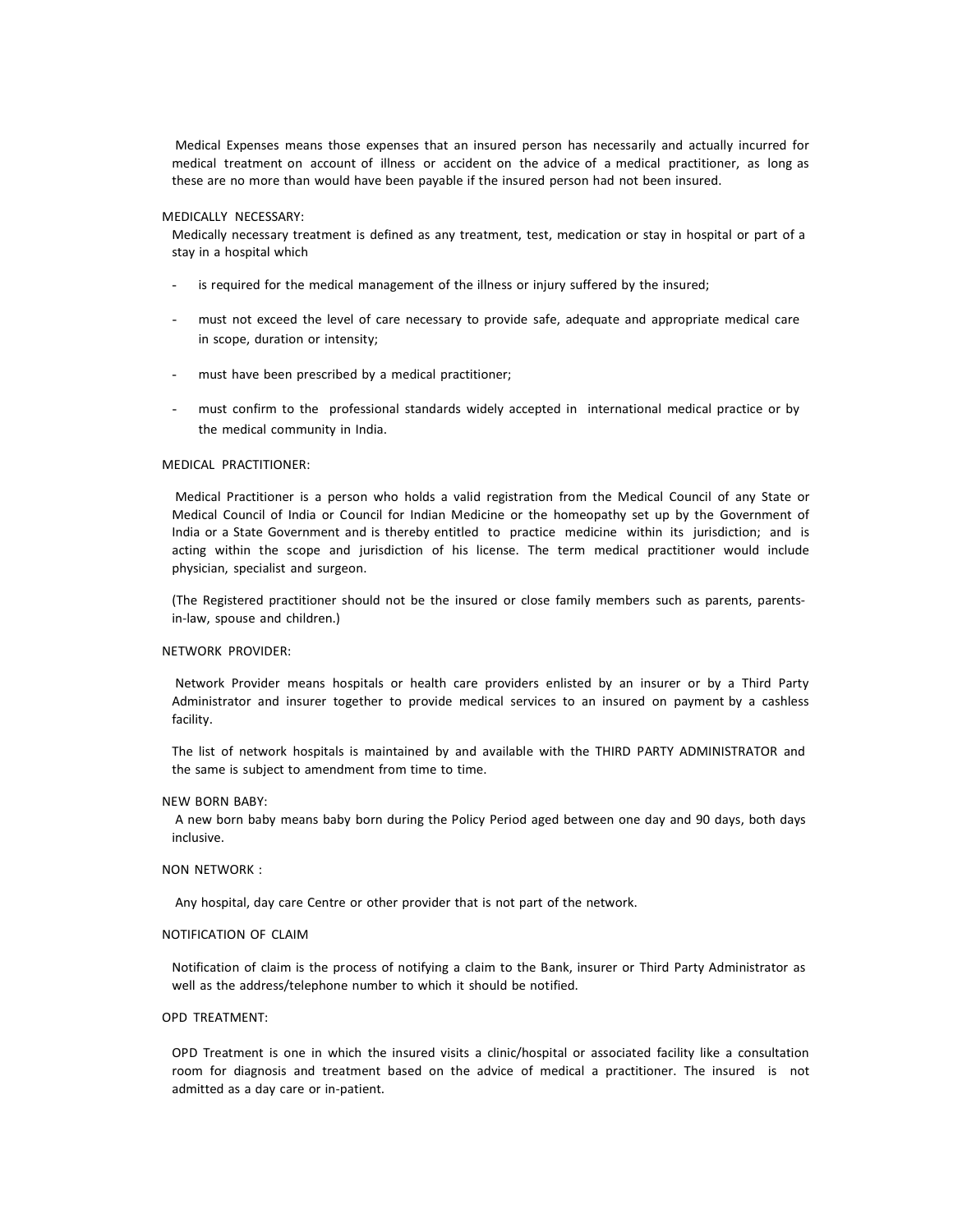Medical Expenses means those expenses that an insured person has necessarily and actually incurred for medical treatment on account of illness or accident on the advice of a medical practitioner, as long as these are no more than would have been payable if the insured person had not been insured.

MEDICALLY NECESSARY:

Medically necessary treatment is defined as any treatment, test, medication or stay in hospital or part of a stay in a hospital which

- is required for the medical management of the illness or injury suffered by the insured;
- must not exceed the level of care necessary to provide safe, adequate and appropriate medical care in scope, duration or intensity;
- must have been prescribed by a medical practitioner;
- must confirm to the professional standards widely accepted in international medical practice or by the medical community in India.

MEDICAL PRACTITIONER:

Medical Practitioner is a person who holds a valid registration from the Medical Council of any State or Medical Council of India or Council for Indian Medicine or the homeopathy set up by the Government of India or a State Government and is thereby entitled to practice medicine within its jurisdiction; and is acting within the scope and jurisdiction of his license. The term medical practitioner would include physician, specialist and surgeon.

(The Registered practitioner should not be the insured or close family members such as parents, parents-in-law, spouse and children.)

NETWORK PROVIDER:

Network Provider means hospitals or health care providers enlisted by an insurer or by a Third Party Administrator and insurer together to provide medical services to an insured on payment by a cashless facility.

The list of network hospitals is maintained by and available with the THIRD PARTY ADMINISTRATOR and the same is subject to amendment from time to time.

NEW BORN BABY:

A new born baby means baby born during the Policy Period aged between one day and 90 days, both days inclusive.

NON NETWORK :

Any hospital, day care Centre or other provider that is not part of the network.

NOTIFICATION OF CLAIM

Notification of claim is the process of notifying a claim to the Bank, insurer or Third Party Administrator as well as the address/telephone number to which it should be notified.

OPD TREATMENT:

OPD Treatment is one in which the insured visits a clinic/hospital or associated facility like a consultation room for diagnosis and treatment based on the advice of medical a practitioner. The insured is not admitted as a day care or in-patient.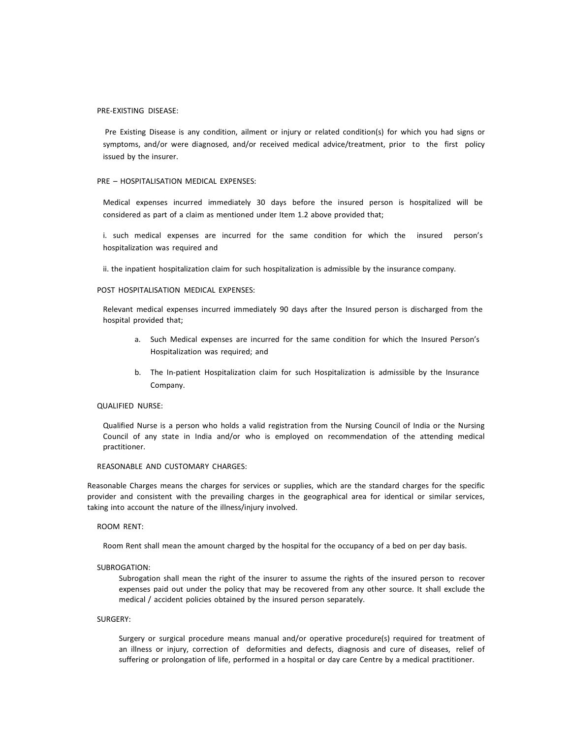PRE-EXISTING DISEASE:

Pre Existing Disease is any condition, ailment or injury or related condition(s) for which you had signs or symptoms, and/or were diagnosed, and/or received medical advice/treatment, prior to the first policy issued by the insurer.

PRE – HOSPITALISATION MEDICAL EXPENSES:

Medical expenses incurred immediately 30 days before the insured person is hospitalized will be considered as part of a claim as mentioned under Item 1.2 above provided that;

i. such medical expenses are incurred for the same condition for which the insured person's hospitalization was required and

ii. the inpatient hospitalization claim for such hospitalization is admissible by the insurance company.

POST HOSPITALISATION MEDICAL EXPENSES:

Relevant medical expenses incurred immediately 90 days after the Insured person is discharged from the hospital provided that;

a. Such Medical expenses are incurred for the same condition for which the Insured Person's Hospitalization was required; and

b. The In-patient Hospitalization claim for such Hospitalization is admissible by the Insurance Company.

QUALIFIED NURSE:

Qualified Nurse is a person who holds a valid registration from the Nursing Council of India or the Nursing Council of any state in India and/or who is employed on recommendation of the attending medical practitioner.

REASONABLE AND CUSTOMARY CHARGES:

Reasonable Charges means the charges for services or supplies, which are the standard charges for the specific provider and consistent with the prevailing charges in the geographical area for identical or similar services, taking into account the nature of the illness/injury involved.

ROOM RENT:

Room Rent shall mean the amount charged by the hospital for the occupancy of a bed on per day basis.

SUBROGATION:

Subrogation shall mean the right of the insurer to assume the rights of the insured person to recover expenses paid out under the policy that may be recovered from any other source. It shall exclude the medical / accident policies obtained by the insured person separately.

SURGERY:

Surgery or surgical procedure means manual and/or operative procedure(s) required for treatment of an illness or injury, correction of deformities and defects, diagnosis and cure of diseases, relief of suffering or prolongation of life, performed in a hospital or day care Centre by a medical practitioner.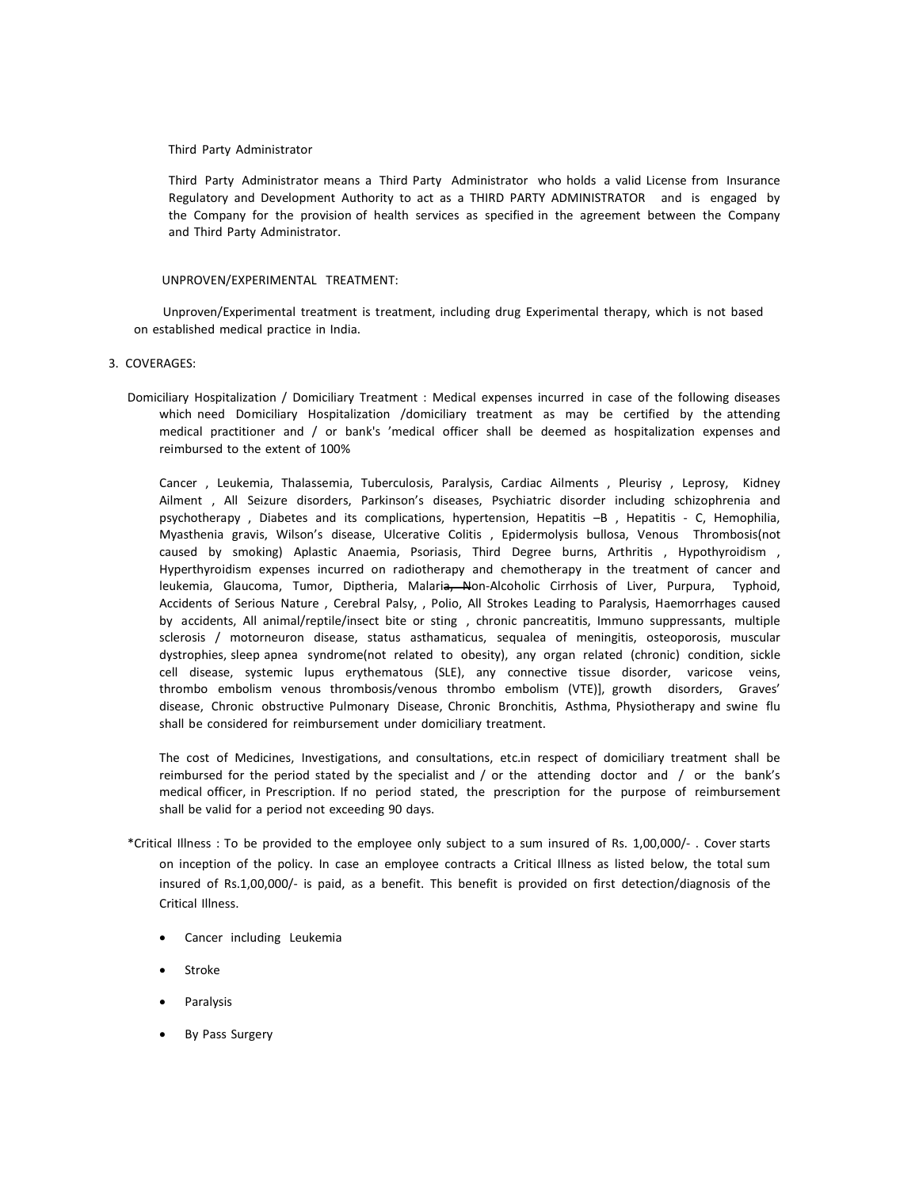Third Party Administrator

Third Party Administrator means a Third Party Administrator who holds a valid License from Insurance Regulatory and Development Authority to act as a THIRD PARTY ADMINISTRATOR and is engaged by the Company for the provision of health services as specified in the agreement between the Company and Third Party Administrator.

UNPROVEN/EXPERIMENTAL TREATMENT:

Unproven/Experimental treatment is treatment, including drug Experimental therapy, which is not based on established medical practice in India.

3. COVERAGES:

Domiciliary Hospitalization / Domiciliary Treatment : Medical expenses incurred in case of the following diseases which need Domiciliary Hospitalization /domiciliary treatment as may be certified by the attending medical practitioner and / or bank's 'medical officer shall be deemed as hospitalization expenses and reimbursed to the extent of 100%

Cancer , Leukemia, Thalassemia, Tuberculosis, Paralysis, Cardiac Ailments , Pleurisy , Leprosy, Kidney Ailment , All Seizure disorders, Parkinson's diseases, Psychiatric disorder including schizophrenia and psychotherapy , Diabetes and its complications, hypertension, Hepatitis –B , Hepatitis - C, Hemophilia, Myasthenia gravis, Wilson's disease, Ulcerative Colitis , Epidermolysis bullosa, Venous Thrombosis(not caused by smoking) Aplastic Anaemia, Psoriasis, Third Degree burns, Arthritis , Hypothyroidism , Hyperthyroidism expenses incurred on radiotherapy and chemotherapy in the treatment of cancer and leukemia, Glaucoma, Tumor, Diptheria, Malaria~~, N~~on-Alcoholic Cirrhosis of Liver, Purpura, Typhoid, Accidents of Serious Nature , Cerebral Palsy, , Polio, All Strokes Leading to Paralysis, Haemorrhages caused by accidents, All animal/reptile/insect bite or sting , chronic pancreatitis, Immuno suppressants, multiple sclerosis / motorneuron disease, status asthamaticus, sequalea of meningitis, osteoporosis, muscular dystrophies, sleep apnea syndrome(not related to obesity), any organ related (chronic) condition, sickle cell disease, systemic lupus erythematous (SLE), any connective tissue disorder, varicose veins, thrombo embolism venous thrombosis/venous thrombo embolism (VTE)], growth disorders, Graves' disease, Chronic obstructive Pulmonary Disease, Chronic Bronchitis, Asthma, Physiotherapy and swine flu shall be considered for reimbursement under domiciliary treatment.

The cost of Medicines, Investigations, and consultations, etc.in respect of domiciliary treatment shall be reimbursed for the period stated by the specialist and / or the attending doctor and / or the bank's medical officer, in Prescription. If no period stated, the prescription for the purpose of reimbursement shall be valid for a period not exceeding 90 days.

*Critical Illness : To be provided to the employee only subject to a sum insured of Rs. 1,00,000/- . Cover starts on inception of the policy. In case an employee contracts a Critical Illness as listed below, the total sum insured of Rs.1,00,000/- is paid, as a benefit. This benefit is provided on first detection/diagnosis of the Critical Illness.

- Cancer including Leukemia
- Stroke
- Paralysis
- By Pass Surgery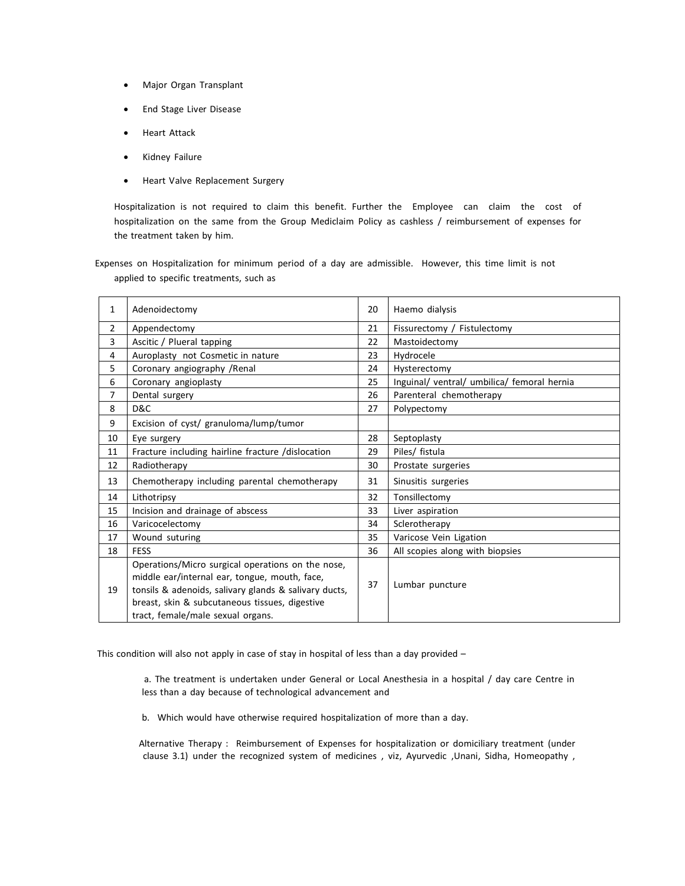- Major Organ Transplant
- End Stage Liver Disease
- Heart Attack
- Kidney Failure
- Heart Valve Replacement Surgery

Hospitalization is not required to claim this benefit. Further the Employee can claim the cost of hospitalization on the same from the Group Mediclaim Policy as cashless / reimbursement of expenses for the treatment taken by him.

Expenses on Hospitalization for minimum period of a day are admissible. However, this time limit is not applied to specific treatments, such as

| 1 | Adenoidectomy | 20 | Haemo dialysis |
|---|---|---|---|
| 2 | Appendectomy | 21 | Fissurectomy / Fistulectomy |
| 3 | Ascitic / Plueral tapping | 22 | Mastoidectomy |
| 4 | Auroplasty not Cosmetic in nature | 23 | Hydrocele |
| 5 | Coronary angiography /Renal | 24 | Hysterectomy |
| 6 | Coronary angioplasty | 25 | Inguinal/ ventral/ umbilica/ femoral hernia |
| 7 | Dental surgery | 26 | Parenteral chemotherapy |
| 8 | D&C | 27 | Polypectomy |
| 9 | Excision of cyst/ granuloma/lump/tumor | | |
| 10 | Eye surgery | 28 | Septoplasty |
| 11 | Fracture including hairline fracture /dislocation | 29 | Piles/ fistula |
| 12 | Radiotherapy | 30 | Prostate surgeries |
| 13 | Chemotherapy including parental chemotherapy | 31 | Sinusitis surgeries |
| 14 | Lithotripsy | 32 | Tonsillectomy |
| 15 | Incision and drainage of abscess | 33 | Liver aspiration |
| 16 | Varicocelectomy | 34 | Sclerotherapy |
| 17 | Wound suturing | 35 | Varicose Vein Ligation |
| 18 | FESS | 36 | All scopies along with biopsies |
| 19 | Operations/Micro surgical operations on the nose, middle ear/internal ear, tongue, mouth, face, tonsils & adenoids, salivary glands & salivary ducts, breast, skin & subcutaneous tissues, digestive tract, female/male sexual organs. | 37 | Lumbar puncture |

This condition will also not apply in case of stay in hospital of less than a day provided –

a. The treatment is undertaken under General or Local Anesthesia in a hospital / day care Centre in less than a day because of technological advancement and

b. Which would have otherwise required hospitalization of more than a day.

Alternative Therapy : Reimbursement of Expenses for hospitalization or domiciliary treatment (under clause 3.1) under the recognized system of medicines , viz, Ayurvedic ,Unani, Sidha, Homeopathy ,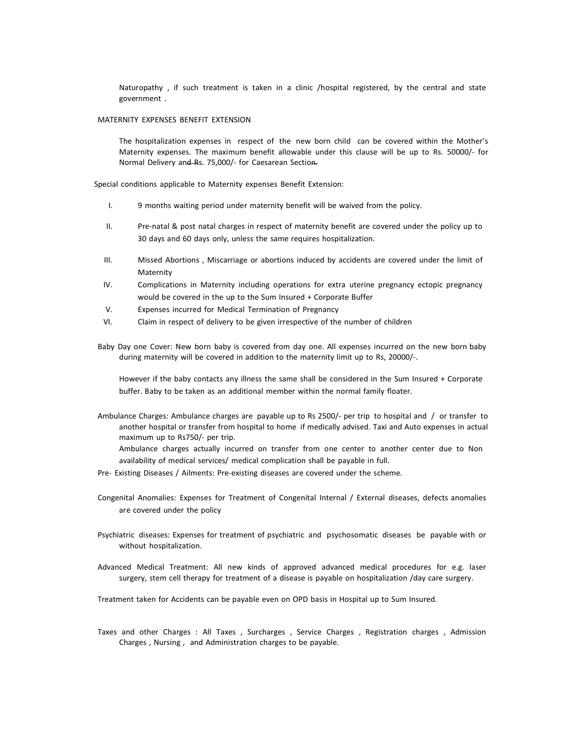Naturopathy , if such treatment is taken in a clinic /hospital registered, by the central and state government .

MATERNITY EXPENSES BENEFIT EXTENSION

The hospitalization expenses in respect of the new born child can be covered within the Mother's Maternity expenses. The maximum benefit allowable under this clause will be up to Rs. 50000/- for Normal Delivery and Rs. 75,000/- for Caesarean Section.

Special conditions applicable to Maternity expenses Benefit Extension:

I. 9 months waiting period under maternity benefit will be waived from the policy.

II. Pre-natal & post natal charges in respect of maternity benefit are covered under the policy up to 30 days and 60 days only, unless the same requires hospitalization.

III. Missed Abortions , Miscarriage or abortions induced by accidents are covered under the limit of Maternity

IV. Complications in Maternity including operations for extra uterine pregnancy ectopic pregnancy would be covered in the up to the Sum Insured + Corporate Buffer

V. Expenses incurred for Medical Termination of Pregnancy

VI. Claim in respect of delivery to be given irrespective of the number of children

Baby Day one Cover: New born baby is covered from day one. All expenses incurred on the new born baby during maternity will be covered in addition to the maternity limit up to Rs, 20000/-.

However if the baby contacts any illness the same shall be considered in the Sum Insured + Corporate buffer. Baby to be taken as an additional member within the normal family floater.

Ambulance Charges: Ambulance charges are payable up to Rs 2500/- per trip to hospital and / or transfer to another hospital or transfer from hospital to home if medically advised. Taxi and Auto expenses in actual maximum up to Rs750/- per trip.

Ambulance charges actually incurred on transfer from one center to another center due to Non availability of medical services/ medical complication shall be payable in full.

Pre- Existing Diseases / Ailments: Pre-existing diseases are covered under the scheme.

Congenital Anomalies: Expenses for Treatment of Congenital Internal / External diseases, defects anomalies are covered under the policy

Psychiatric diseases: Expenses for treatment of psychiatric and psychosomatic diseases be payable with or without hospitalization.

Advanced Medical Treatment: All new kinds of approved advanced medical procedures for e.g. laser surgery, stem cell therapy for treatment of a disease is payable on hospitalization /day care surgery.

Treatment taken for Accidents can be payable even on OPD basis in Hospital up to Sum Insured.

Taxes and other Charges : All Taxes , Surcharges , Service Charges , Registration charges , Admission Charges , Nursing , and Administration charges to be payable.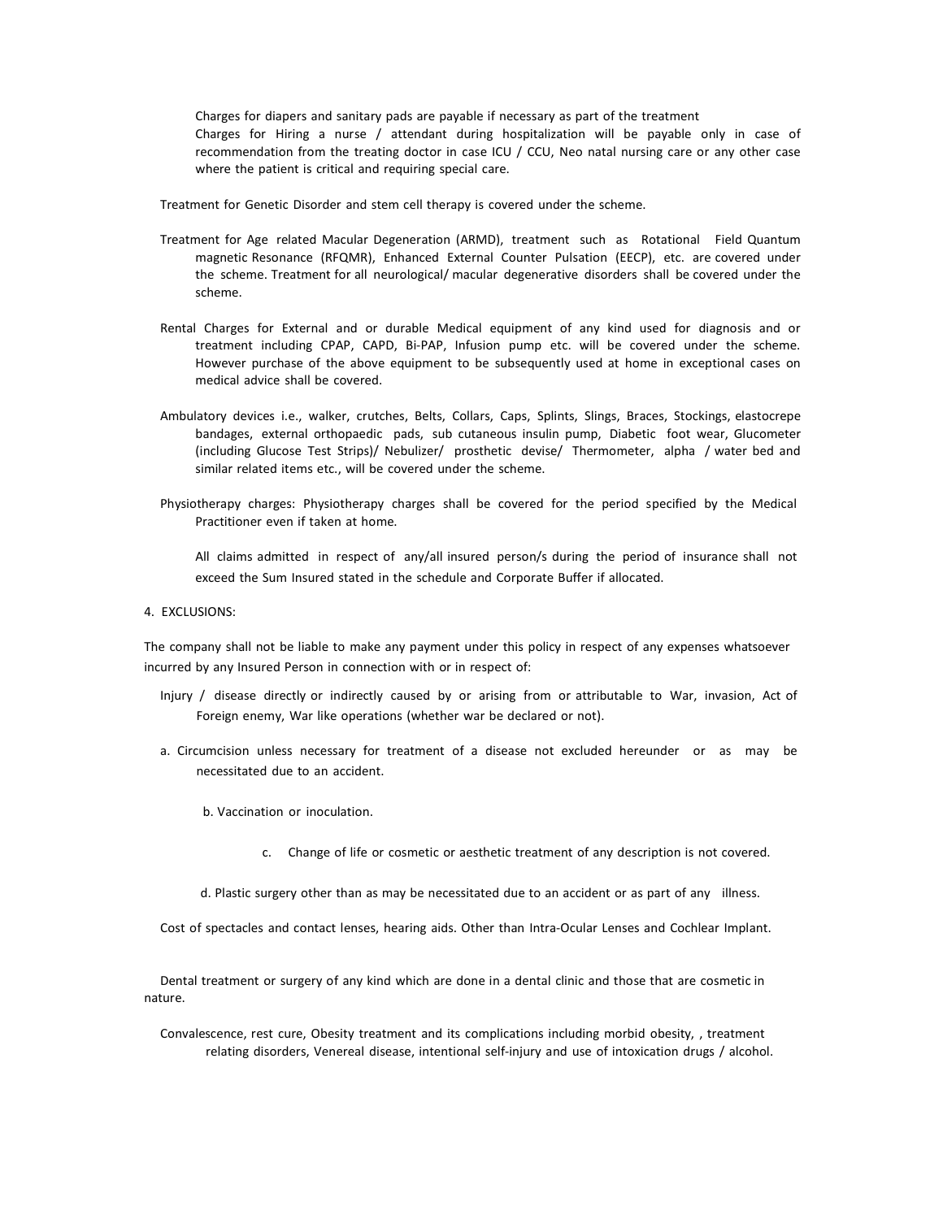Charges for diapers and sanitary pads are payable if necessary as part of the treatment

Charges for Hiring a nurse / attendant during hospitalization will be payable only in case of recommendation from the treating doctor in case ICU / CCU, Neo natal nursing care or any other case where the patient is critical and requiring special care.

Treatment for Genetic Disorder and stem cell therapy is covered under the scheme.

Treatment for Age related Macular Degeneration (ARMD), treatment such as Rotational Field Quantum magnetic Resonance (RFQMR), Enhanced External Counter Pulsation (EECP), etc. are covered under the scheme. Treatment for all neurological/ macular degenerative disorders shall be covered under the scheme.

Rental Charges for External and or durable Medical equipment of any kind used for diagnosis and or treatment including CPAP, CAPD, Bi-PAP, Infusion pump etc. will be covered under the scheme. However purchase of the above equipment to be subsequently used at home in exceptional cases on medical advice shall be covered.

Ambulatory devices i.e., walker, crutches, Belts, Collars, Caps, Splints, Slings, Braces, Stockings, elastocrepe bandages, external orthopaedic pads, sub cutaneous insulin pump, Diabetic foot wear, Glucometer (including Glucose Test Strips)/ Nebulizer/ prosthetic devise/ Thermometer, alpha / water bed and similar related items etc., will be covered under the scheme.

Physiotherapy charges: Physiotherapy charges shall be covered for the period specified by the Medical Practitioner even if taken at home.

All claims admitted in respect of any/all insured person/s during the period of insurance shall not exceed the Sum Insured stated in the schedule and Corporate Buffer if allocated.

4. EXCLUSIONS:

The company shall not be liable to make any payment under this policy in respect of any expenses whatsoever incurred by any Insured Person in connection with or in respect of:

Injury / disease directly or indirectly caused by or arising from or attributable to War, invasion, Act of Foreign enemy, War like operations (whether war be declared or not).

a. Circumcision unless necessary for treatment of a disease not excluded hereunder or as may be necessitated due to an accident.

b. Vaccination or inoculation.

c. Change of life or cosmetic or aesthetic treatment of any description is not covered.

d. Plastic surgery other than as may be necessitated due to an accident or as part of any illness.

Cost of spectacles and contact lenses, hearing aids. Other than Intra-Ocular Lenses and Cochlear Implant.

Dental treatment or surgery of any kind which are done in a dental clinic and those that are cosmetic in nature.

Convalescence, rest cure, Obesity treatment and its complications including morbid obesity, , treatment relating disorders, Venereal disease, intentional self-injury and use of intoxication drugs / alcohol.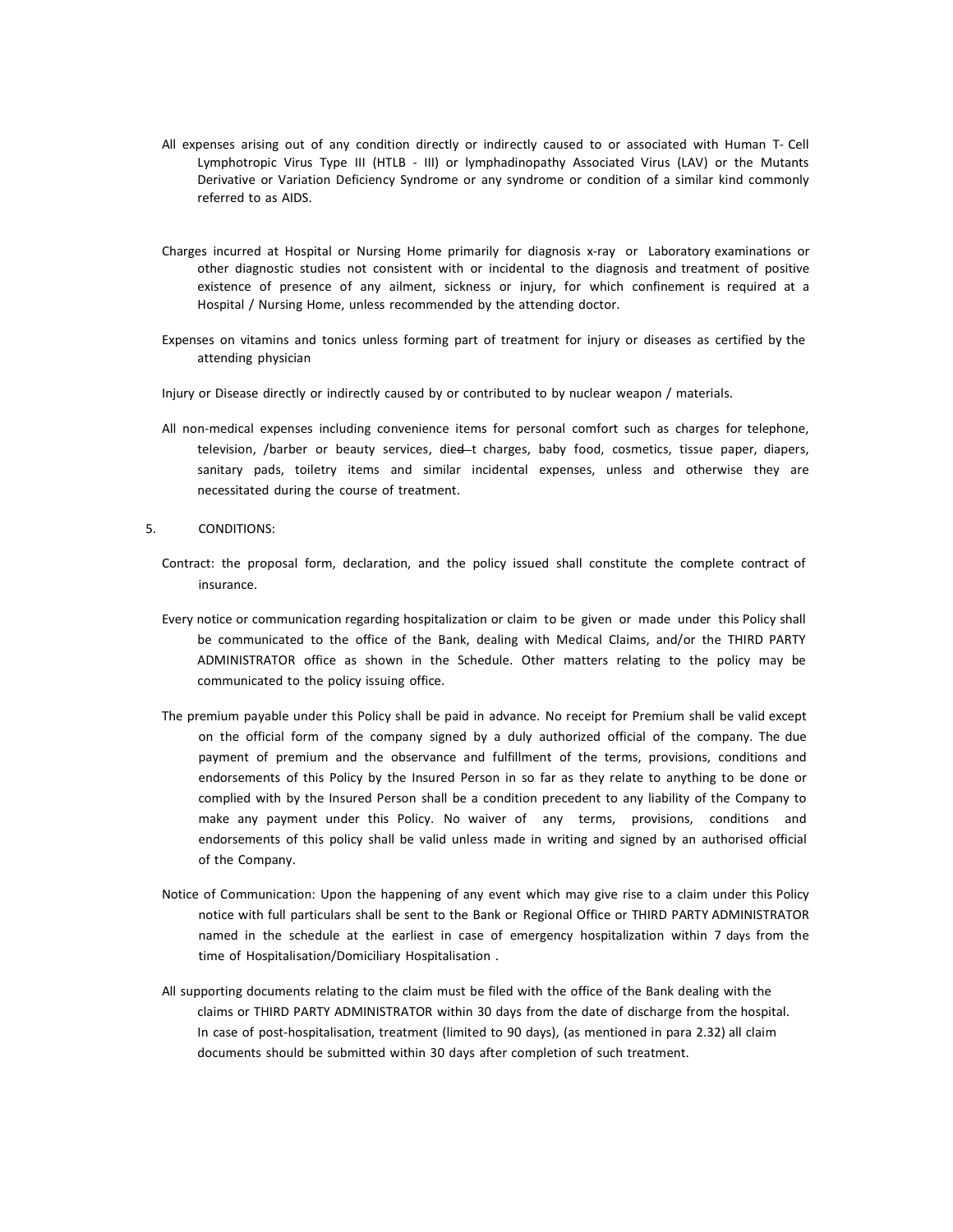All expenses arising out of any condition directly or indirectly caused to or associated with Human T- Cell Lymphotropic Virus Type III (HTLB - III) or lymphadinopathy Associated Virus (LAV) or the Mutants Derivative or Variation Deficiency Syndrome or any syndrome or condition of a similar kind commonly referred to as AIDS.

Charges incurred at Hospital or Nursing Home primarily for diagnosis x-ray or Laboratory examinations or other diagnostic studies not consistent with or incidental to the diagnosis and treatment of positive existence of presence of any ailment, sickness or injury, for which confinement is required at a Hospital / Nursing Home, unless recommended by the attending doctor.

Expenses on vitamins and tonics unless forming part of treatment for injury or diseases as certified by the attending physician

Injury or Disease directly or indirectly caused by or contributed to by nuclear weapon / materials.

All non-medical expenses including convenience items for personal comfort such as charges for telephone, television, /barber or beauty services, died-t charges, baby food, cosmetics, tissue paper, diapers, sanitary pads, toiletry items and similar incidental expenses, unless and otherwise they are necessitated during the course of treatment.

5. CONDITIONS:

Contract: the proposal form, declaration, and the policy issued shall constitute the complete contract of insurance.

Every notice or communication regarding hospitalization or claim to be given or made under this Policy shall be communicated to the office of the Bank, dealing with Medical Claims, and/or the THIRD PARTY ADMINISTRATOR office as shown in the Schedule. Other matters relating to the policy may be communicated to the policy issuing office.

The premium payable under this Policy shall be paid in advance. No receipt for Premium shall be valid except on the official form of the company signed by a duly authorized official of the company. The due payment of premium and the observance and fulfillment of the terms, provisions, conditions and endorsements of this Policy by the Insured Person in so far as they relate to anything to be done or complied with by the Insured Person shall be a condition precedent to any liability of the Company to make any payment under this Policy. No waiver of any terms, provisions, conditions and endorsements of this policy shall be valid unless made in writing and signed by an authorised official of the Company.

Notice of Communication: Upon the happening of any event which may give rise to a claim under this Policy notice with full particulars shall be sent to the Bank or Regional Office or THIRD PARTY ADMINISTRATOR named in the schedule at the earliest in case of emergency hospitalization within 7 days from the time of Hospitalisation/Domiciliary Hospitalisation .

All supporting documents relating to the claim must be filed with the office of the Bank dealing with the claims or THIRD PARTY ADMINISTRATOR within 30 days from the date of discharge from the hospital. In case of post-hospitalisation, treatment (limited to 90 days), (as mentioned in para 2.32) all claim documents should be submitted within 30 days after completion of such treatment.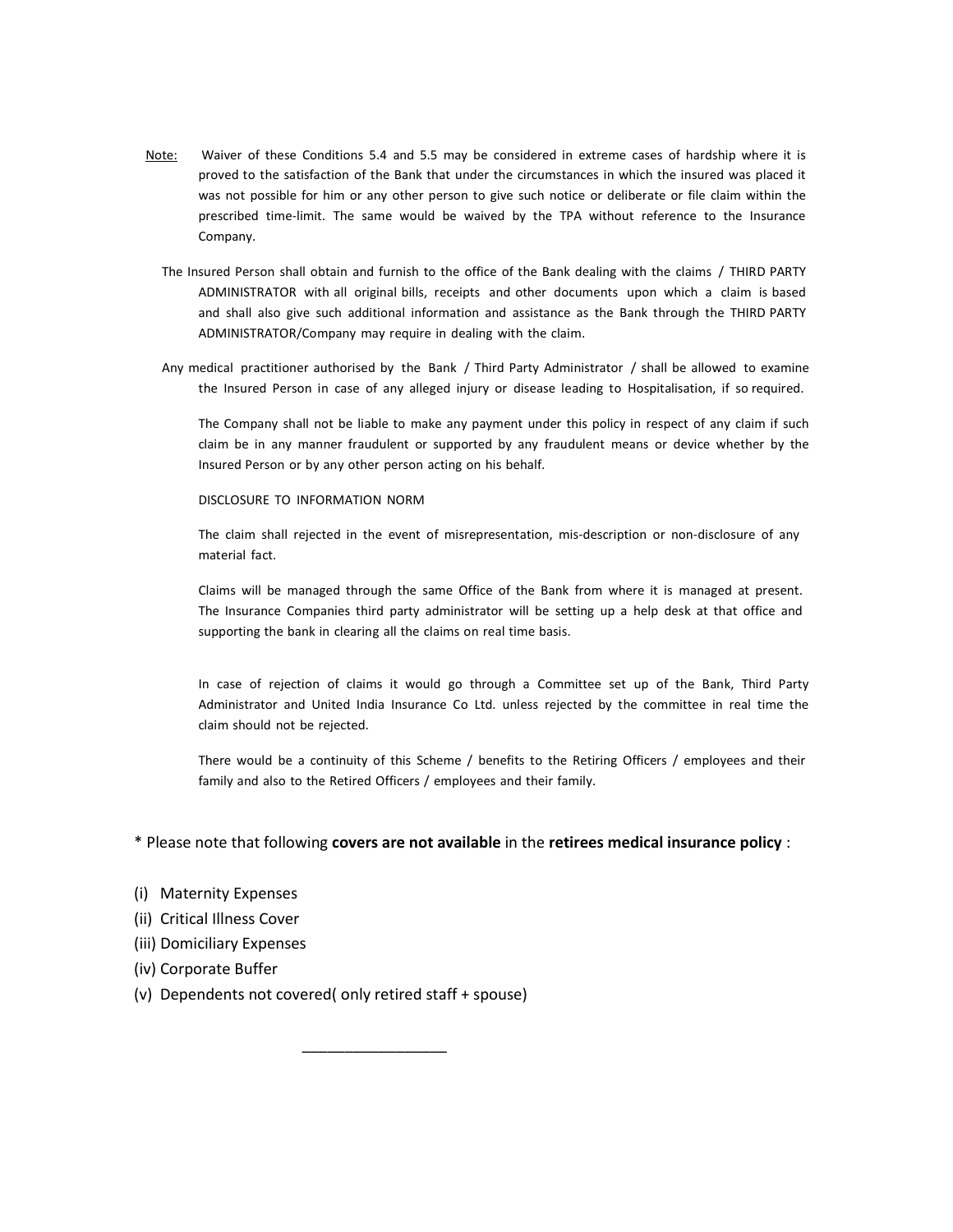Note: Waiver of these Conditions 5.4 and 5.5 may be considered in extreme cases of hardship where it is proved to the satisfaction of the Bank that under the circumstances in which the insured was placed it was not possible for him or any other person to give such notice or deliberate or file claim within the prescribed time-limit. The same would be waived by the TPA without reference to the Insurance Company.

The Insured Person shall obtain and furnish to the office of the Bank dealing with the claims / THIRD PARTY ADMINISTRATOR with all original bills, receipts and other documents upon which a claim is based and shall also give such additional information and assistance as the Bank through the THIRD PARTY ADMINISTRATOR/Company may require in dealing with the claim.

Any medical practitioner authorised by the Bank / Third Party Administrator / shall be allowed to examine the Insured Person in case of any alleged injury or disease leading to Hospitalisation, if so required.

The Company shall not be liable to make any payment under this policy in respect of any claim if such claim be in any manner fraudulent or supported by any fraudulent means or device whether by the Insured Person or by any other person acting on his behalf.

DISCLOSURE TO INFORMATION NORM

The claim shall rejected in the event of misrepresentation, mis-description or non-disclosure of any material fact.

Claims will be managed through the same Office of the Bank from where it is managed at present. The Insurance Companies third party administrator will be setting up a help desk at that office and supporting the bank in clearing all the claims on real time basis.

In case of rejection of claims it would go through a Committee set up of the Bank, Third Party Administrator and United India Insurance Co Ltd. unless rejected by the committee in real time the claim should not be rejected.

There would be a continuity of this Scheme / benefits to the Retiring Officers / employees and their family and also to the Retired Officers / employees and their family.

* Please note that following **covers are not available** in the **retirees medical insurance policy** :

(i) Maternity Expenses
(ii) Critical Illness Cover
(iii) Domiciliary Expenses
(iv) Corporate Buffer
(v) Dependents not covered( only retired staff + spouse)

_________________